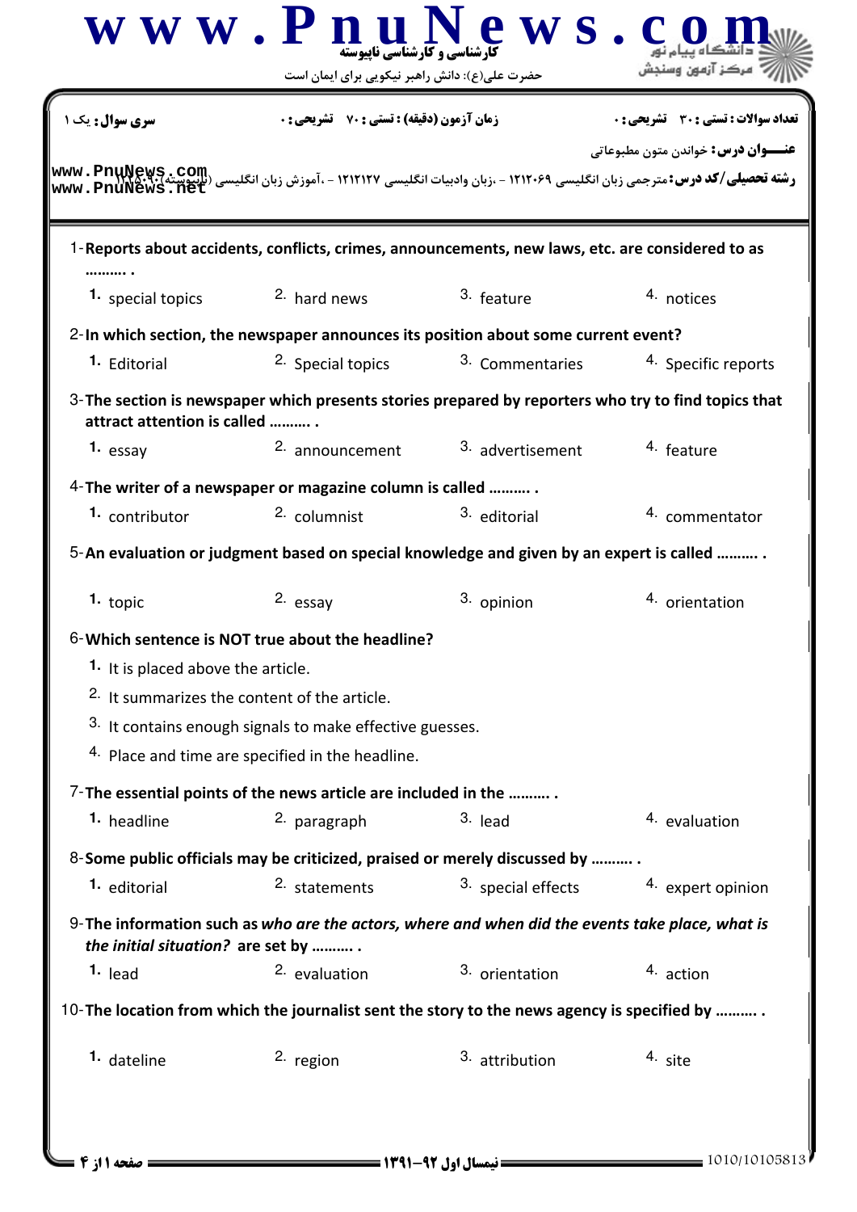سری سوال: یک ۱ | زمان آزمون (دقیقه) : تستی : ۷۰ تشریحی : ۰ | تعداد سوالات : تستی : ۳۰ تشریحی : ۰

**عنـــوان درس:** خواندن متون مطبوعاتی

**رشته تحصیلی/کد درس:** مترجمی زبان انگلیسی ۱۲۱۲۰۶۹ - ،زبان وادبیات انگلیسی ۱۲۱۲۱۲۷ - ،آموزش زبان انگلیسی (ناپیوسته)۱۲۲۵۰۹۰

1-**Reports about accidents, conflicts, crimes, announcements, new laws, etc. are considered to as ………. .**

1. special topics
2. hard news
3. feature
4. notices

2-**In which section, the newspaper announces its position about some current event?**

1. Editorial
2. Special topics
3. Commentaries
4. Specific reports

3-**The section is newspaper which presents stories prepared by reporters who try to find topics that attract attention is called ………. .**

1. essay
2. announcement
3. advertisement
4. feature

4-**The writer of a newspaper or magazine column is called ………. .**

1. contributor
2. columnist
3. editorial
4. commentator

5-**An evaluation or judgment based on special knowledge and given by an expert is called ………. .**

1. topic
2. essay
3. opinion
4. orientation

6-**Which sentence is NOT true about the headline?**

1. It is placed above the article.
2. It summarizes the content of the article.
3. It contains enough signals to make effective guesses.
4. Place and time are specified in the headline.

7-**The essential points of the news article are included in the ………. .**

1. headline
2. paragraph
3. lead
4. evaluation

8-**Some public officials may be criticized, praised or merely discussed by ………. .**

1. editorial
2. statements
3. special effects
4. expert opinion

9-**The information such as *who are the actors, where and when did the events take place, what is the initial situation?* are set by ………. .**

1. lead
2. evaluation
3. orientation
4. action

10-**The location from which the journalist sent the story to the news agency is specified by ………. .**

1. dateline
2. region
3. attribution
4. site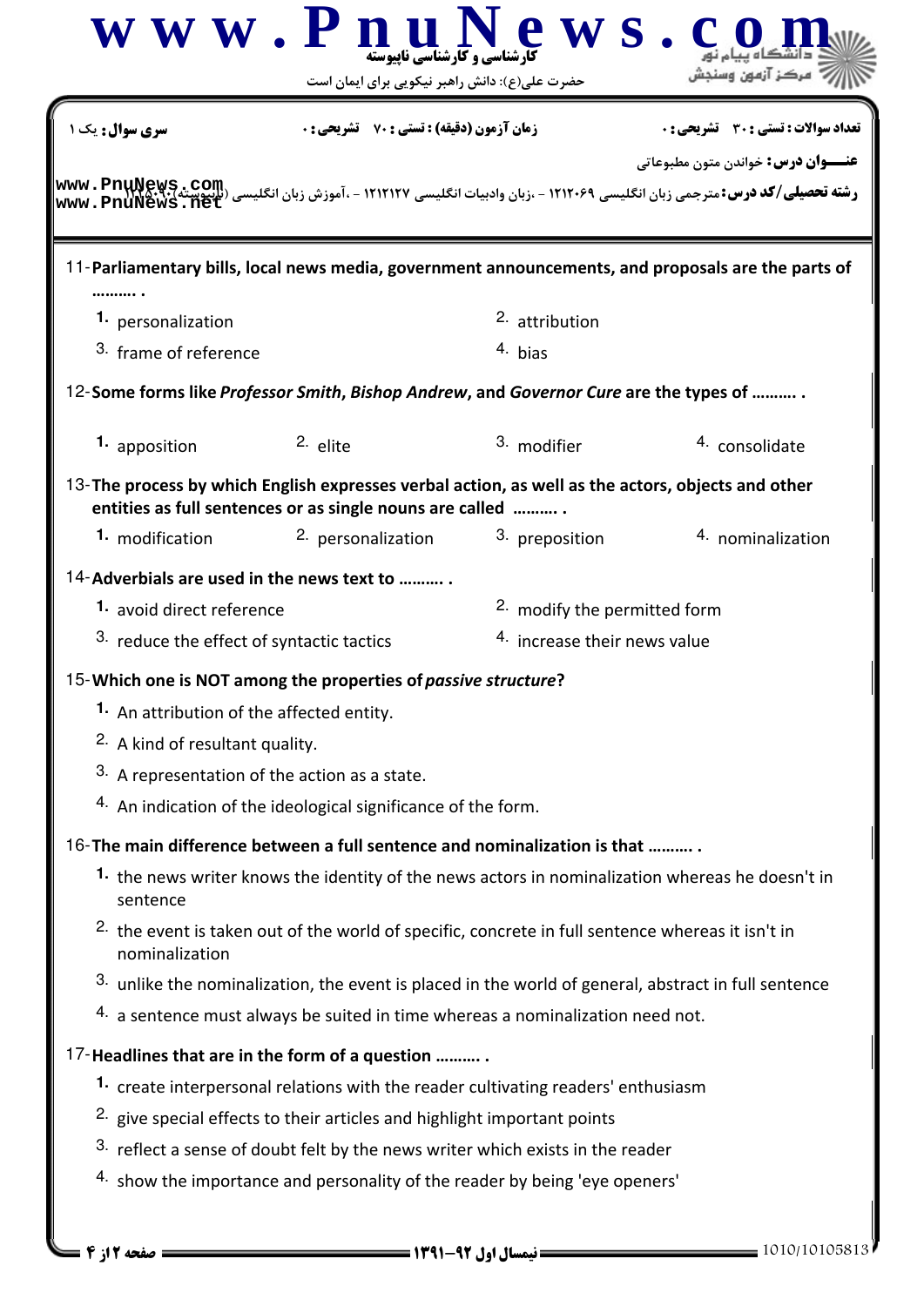تعداد سوالات : تستی : ۳۰ تشریحی : ۰ | زمان آزمون (دقیقه) : تستی : ۷۰ تشریحی : ۰ | سری سوال : یک ۱

**عنوان درس:** خواندن متون مطبوعاتی

**رشته تحصیلی/کد درس:** مترجمی زبان انگلیسی ۱۲۱۲۰۶۹ - ،زبان وادبیات انگلیسی ۱۲۱۲۱۲۷ - ،آموزش زبان انگلیسی (ناپیوسته) ۱۲۲۵۰۹۰

11-**Parliamentary bills, local news media, government announcements, and proposals are the parts of ………. .**

1. personalization
2. attribution
3. frame of reference
4. bias

12-**Some forms like *Professor Smith*, *Bishop Andrew*, and *Governor Cure* are the types of ………. .**

1. apposition
2. elite
3. modifier
4. consolidate

13-**The process by which English expresses verbal action, as well as the actors, objects and other entities as full sentences or as single nouns are called ………. .**

1. modification
2. personalization
3. preposition
4. nominalization

14-**Adverbials are used in the news text to ………. .**

1. avoid direct reference
2. modify the permitted form
3. reduce the effect of syntactic tactics
4. increase their news value

15-**Which one is NOT among the properties of *passive structure*?**

1. An attribution of the affected entity.
2. A kind of resultant quality.
3. A representation of the action as a state.
4. An indication of the ideological significance of the form.

16-**The main difference between a full sentence and nominalization is that ………. .**

1. the news writer knows the identity of the news actors in nominalization whereas he doesn't in sentence
2. the event is taken out of the world of specific, concrete in full sentence whereas it isn't in nominalization
3. unlike the nominalization, the event is placed in the world of general, abstract in full sentence
4. a sentence must always be suited in time whereas a nominalization need not.

17-**Headlines that are in the form of a question ………. .**

1. create interpersonal relations with the reader cultivating readers' enthusiasm
2. give special effects to their articles and highlight important points
3. reflect a sense of doubt felt by the news writer which exists in the reader
4. show the importance and personality of the reader by being 'eye openers'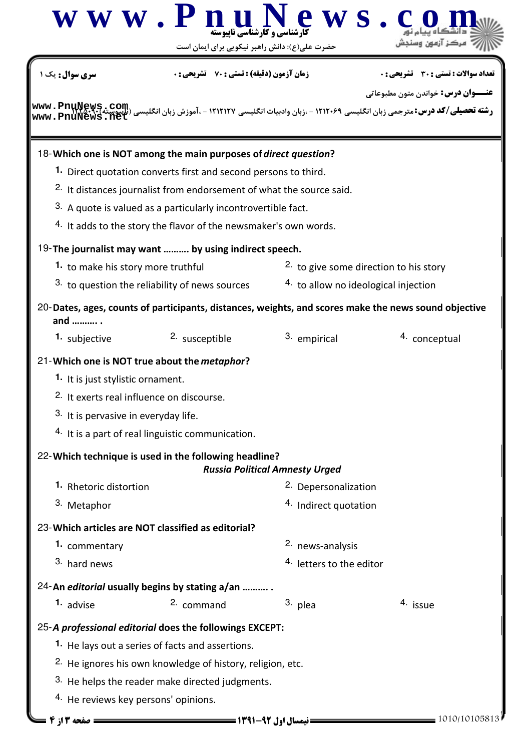18- **Which one is NOT among the main purposes of *direct question*?**

1. Direct quotation converts first and second persons to third.
2. It distances journalist from endorsement of what the source said.
3. A quote is valued as a particularly incontrovertible fact.
4. It adds to the story the flavor of the newsmaker's own words.

19- **The journalist may want .......... by using indirect speech.**

1. to make his story more truthful
2. to give some direction to his story
3. to question the reliability of news sources
4. to allow no ideological injection

20- **Dates, ages, counts of participants, distances, weights, and scores make the news sound objective and .......... .**

1. subjective
2. susceptible
3. empirical
4. conceptual

21- **Which one is NOT true about the *metaphor*?**

1. It is just stylistic ornament.
2. It exerts real influence on discourse.
3. It is pervasive in everyday life.
4. It is a part of real linguistic communication.

22- **Which technique is used in the following headline?**

***Russia Political Amnesty Urged***

1. Rhetoric distortion
2. Depersonalization
3. Metaphor
4. Indirect quotation

23- **Which articles are NOT classified as editorial?**

1. commentary
2. news-analysis
3. hard news
4. letters to the editor

24- **An *editorial* usually begins by stating a/an .......... .**

1. advise
2. command
3. plea
4. issue

25- ***A professional editorial* does the followings EXCEPT:**

1. He lays out a series of facts and assertions.
2. He ignores his own knowledge of history, religion, etc.
3. He helps the reader make directed judgments.
4. He reviews key persons' opinions.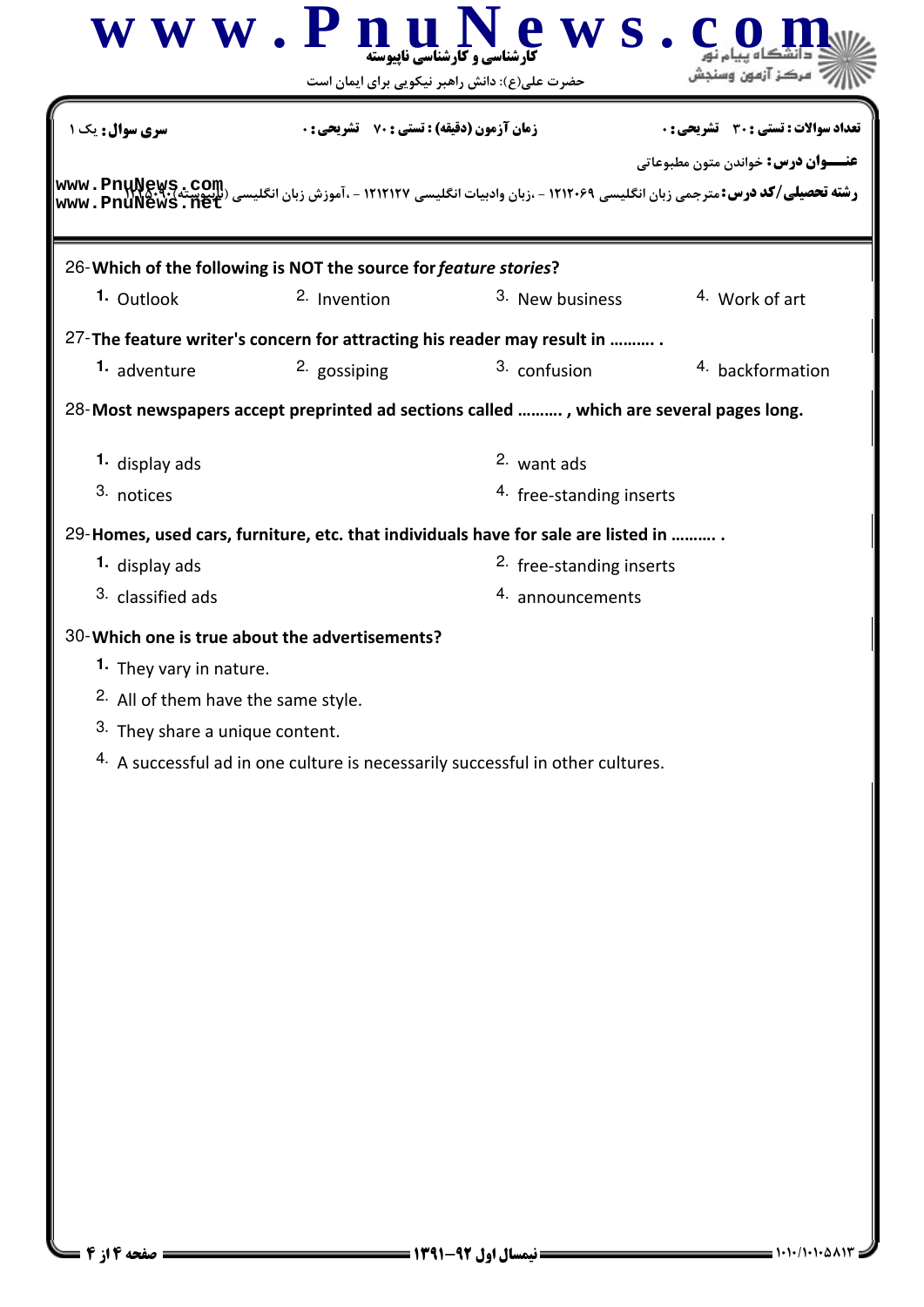26- **Which of the following is NOT the source for *feature stories*?**

1. Outlook
2. Invention
3. New business
4. Work of art

27- **The feature writer's concern for attracting his reader may result in .......... .**

1. adventure
2. gossiping
3. confusion
4. backformation

28- **Most newspapers accept preprinted ad sections called .......... , which are several pages long.**

1. display ads
2. want ads
3. notices
4. free-standing inserts

29- **Homes, used cars, furniture, etc. that individuals have for sale are listed in .......... .**

1. display ads
2. free-standing inserts
3. classified ads
4. announcements

30- **Which one is true about the advertisements?**

1. They vary in nature.
2. All of them have the same style.
3. They share a unique content.
4. A successful ad in one culture is necessarily successful in other cultures.